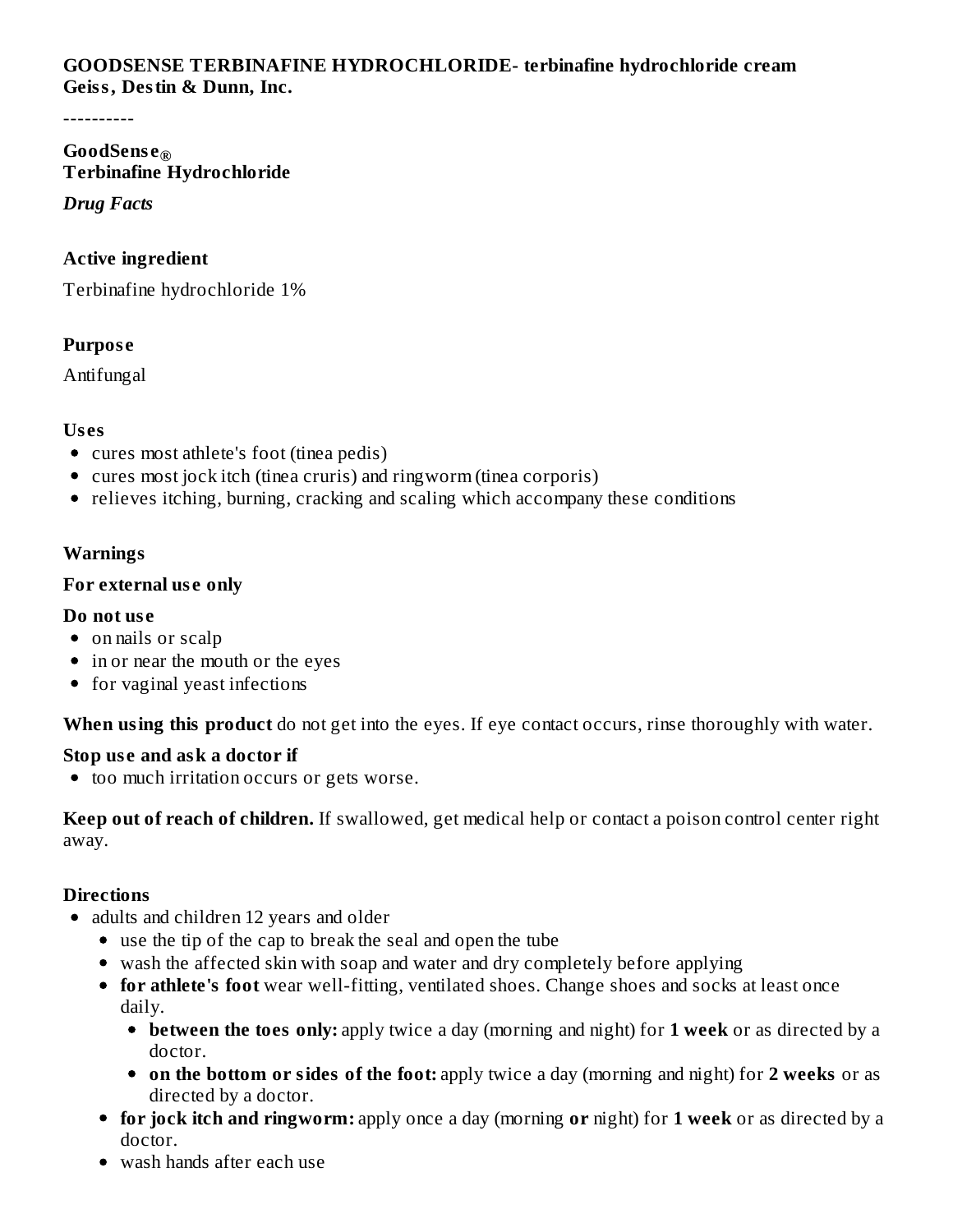**GOODSENSE TERBINAFINE HYDROCHLORIDE- terbinafine hydrochloride cream**
**Geiss, Destin & Dunn, Inc.**

----------

**GoodSense®**
**Terbinafine Hydrochloride**

***Drug Facts***

**Active ingredient**

Terbinafine hydrochloride 1%

**Purpose**

Antifungal

**Uses**

- cures most athlete's foot (tinea pedis)
- cures most jock itch (tinea cruris) and ringworm (tinea corporis)
- relieves itching, burning, cracking and scaling which accompany these conditions

**Warnings**

**For external use only**

**Do not use**

- on nails or scalp
- in or near the mouth or the eyes
- for vaginal yeast infections

**When using this product** do not get into the eyes. If eye contact occurs, rinse thoroughly with water.

**Stop use and ask a doctor if**

- too much irritation occurs or gets worse.

**Keep out of reach of children.** If swallowed, get medical help or contact a poison control center right away.

**Directions**

- adults and children 12 years and older
  - use the tip of the cap to break the seal and open the tube
  - wash the affected skin with soap and water and dry completely before applying
  - **for athlete's foot** wear well-fitting, ventilated shoes. Change shoes and socks at least once daily.
    - **between the toes only:** apply twice a day (morning and night) for **1 week** or as directed by a doctor.
    - **on the bottom or sides of the foot:** apply twice a day (morning and night) for **2 weeks** or as directed by a doctor.
  - **for jock itch and ringworm:** apply once a day (morning **or** night) for **1 week** or as directed by a doctor.
  - wash hands after each use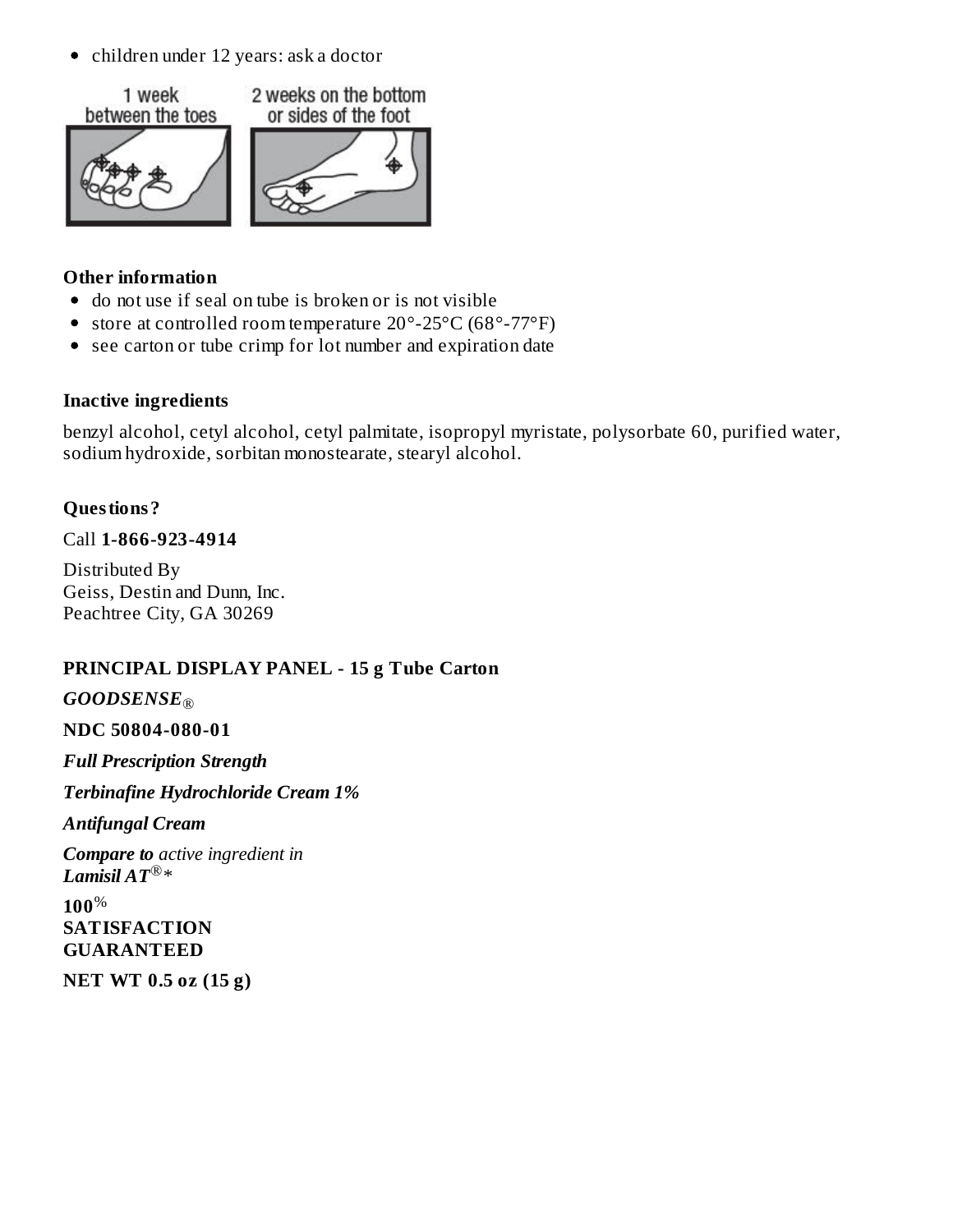- children under 12 years: ask a doctor

1 week between the toes

2 weeks on the bottom or sides of the foot

**Other information**

- do not use if seal on tube is broken or is not visible
- store at controlled room temperature 20°-25°C (68°-77°F)
- see carton or tube crimp for lot number and expiration date

**Inactive ingredients**

benzyl alcohol, cetyl alcohol, cetyl palmitate, isopropyl myristate, polysorbate 60, purified water, sodium hydroxide, sorbitan monostearate, stearyl alcohol.

**Questions?**

Call **1-866-923-4914**

Distributed By
Geiss, Destin and Dunn, Inc.
Peachtree City, GA 30269

**PRINCIPAL DISPLAY PANEL - 15 g Tube Carton**

***GOODSENSE***®

**NDC 50804-080-01**

***Full Prescription Strength***

***Terbinafine Hydrochloride Cream 1%***

***Antifungal Cream***

***Compare to*** *active ingredient in*
***Lamisil AT***®*

**100**%
**SATISFACTION**
**GUARANTEED**

**NET WT 0.5 oz (15 g)**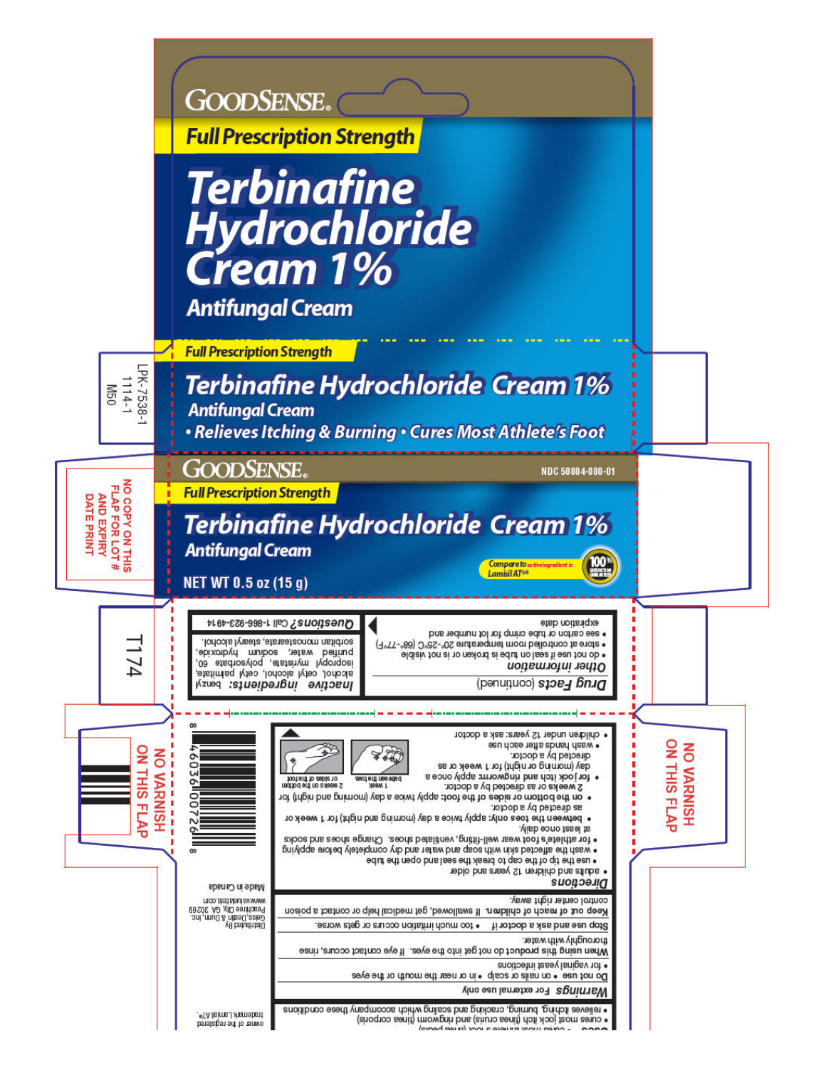GOODSENSE®

**Full Prescription Strength**

# Terbinafine Hydrochloride Cream 1%

## Antifungal Cream

**Full Prescription Strength**

**Terbinafine Hydrochloride Cream 1%**

**Antifungal Cream**

**• Relieves Itching & Burning • Cures Most Athlete's Foot**

LPK-7538-1
1114-1
M50

GOODSENSE®

NDC 50804-080-01

**Full Prescription Strength**

**Terbinafine Hydrochloride Cream 1%**

**Antifungal Cream**

Compare to active ingredient in Lamisil AT®*

100% SATISFACTION GUARANTEED

**NET WT 0.5 oz (15 g)**

NO COPY ON THIS FLAP FOR LOT # AND EXPIRY DATE PRINT

T174

**Drug Facts (continued)**

***Other information***

- do not use if seal on tube is broken or is not visible
- store at controlled room temperature 20°-25°C (68°-77°F)
- see carton or tube crimp for lot number and expiration date

***Inactive ingredients:*** benzyl alcohol, cetyl alcohol, cetyl palmitate, isopropyl myristate, polysorbate 60, purified water, sodium hydroxide, sorbitan monostearate, stearyl alcohol.

***Questions?*** Call 1-866-923-4914

NO VARNISH ON THIS FLAP

NO VARNISH ON THIS FLAP

**Uses**

- cures most athlete's foot (tinea pedis)
- cures most jock itch (tinea cruris) and ringworm (tinea corporis)
- relieves itching, burning, cracking and scaling which accompany these conditions

***Warnings*** For external use only

**Do not use**
- on nails or scalp
- in or near the mouth or the eyes
- for vaginal yeast infections

**When using this product** do not get into the eyes. If eye contact occurs, rinse thoroughly with water.

**Stop use and ask a doctor if**
- too much irritation occurs or gets worse.

**Keep out of reach of children.** If swallowed, get medical help or contact a poison control center right away.

***Directions***

- adults and children 12 years and older
- use the tip of the cap to break the seal and open the tube
- wash the affected skin with soap and water and dry completely before applying
- for athlete's foot wear well-fitting, ventilated shoes. Change shoes and socks at least once daily.
- between the toes only: apply twice a day (morning and night) for 1 week or as directed by a doctor.
- on the bottom or sides of the foot: apply twice a day (morning and night) for 2 weeks or as directed by a doctor.
- for jock itch and ringworm: apply once a day (morning or night) for 1 week or as directed by a doctor.
- wash hands after each use
- children under 12 years: ask a doctor

between the toes 1 week

on the bottom or sides of the foot 2 weeks

*This product is not manufactured or distributed by Novartis, owner of the registered trademark Lamisil AT®.

Distributed By Geiss, Destin & Dunn, Inc. Peachtree City, GA 30269 www.valuelabels.com

Made in Canada

8 46036 00726 8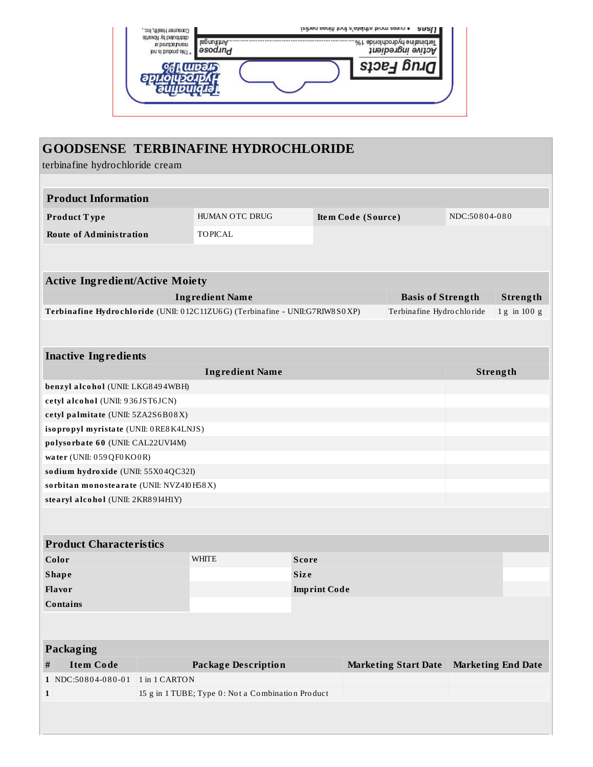# GOODSENSE TERBINAFINE HYDROCHLORIDE

terbinafine hydrochloride cream

| Product Information | | | |
|---|---|---|---|
| **Product Type** | HUMAN OTC DRUG | **Item Code (Source)** | NDC:50804-080 |
| **Route of Administration** | TOPICAL | | |

| Active Ingredient/Active Moiety | | |
|---|---|---|
| **Ingredient Name** | **Basis of Strength** | **Strength** |
| **Terbinafine Hydrochloride** (UNII: 012C11ZU6G) (Terbinafine - UNII:G7RIW8S0XP) | Terbinafine Hydrochloride | 1 g in 100 g |

| Inactive Ingredients | |
|---|---|
| **Ingredient Name** | **Strength** |
| **benzyl alcohol** (UNII: LKG8494WBH) | |
| **cetyl alcohol** (UNII: 936JST6JCN) | |
| **cetyl palmitate** (UNII: 5ZA2S6B08X) | |
| **isopropyl myristate** (UNII: 0RE8K4LNJS) | |
| **polysorbate 60** (UNII: CAL22UVI4M) | |
| **water** (UNII: 059QF0KO0R) | |
| **sodium hydroxide** (UNII: 55X04QC32I) | |
| **sorbitan monostearate** (UNII: NVZ4I0H58X) | |
| **stearyl alcohol** (UNII: 2KR89I4H1Y) | |

| Product Characteristics | | | |
|---|---|---|---|
| **Color** | WHITE | **Score** | |
| **Shape** | | **Size** | |
| **Flavor** | | **Imprint Code** | |
| **Contains** | | | |

| Packaging | | | | |
|---|---|---|---|---|
| **#** | **Item Code** | **Package Description** | **Marketing Start Date** | **Marketing End Date** |
| 1 | NDC:50804-080-01 | 1 in 1 CARTON | | |
| 1 | | 15 g in 1 TUBE; Type 0: Not a Combination Product | | |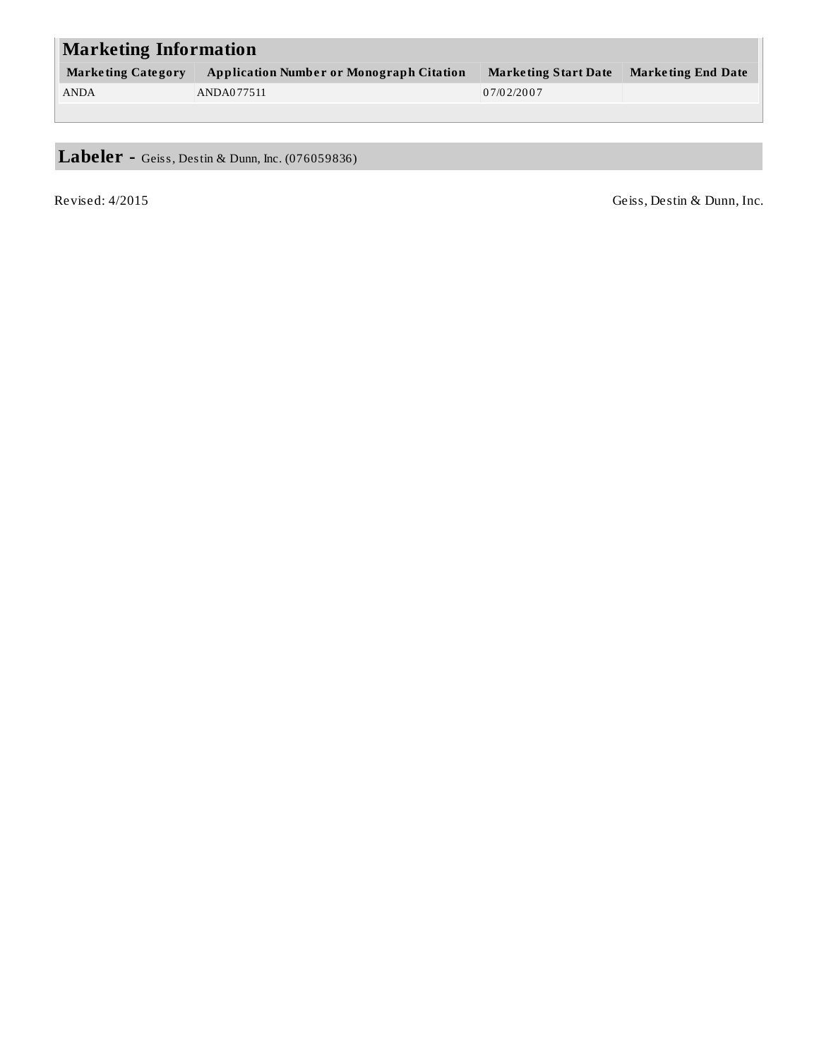## Marketing Information

| Marketing Category | Application Number or Monograph Citation | Marketing Start Date | Marketing End Date |
|---|---|---|---|
| ANDA | ANDA077511 | 07/02/2007 | |

## Labeler - Geiss, Destin & Dunn, Inc. (076059836)

Revised: 4/2015

Geiss, Destin & Dunn, Inc.